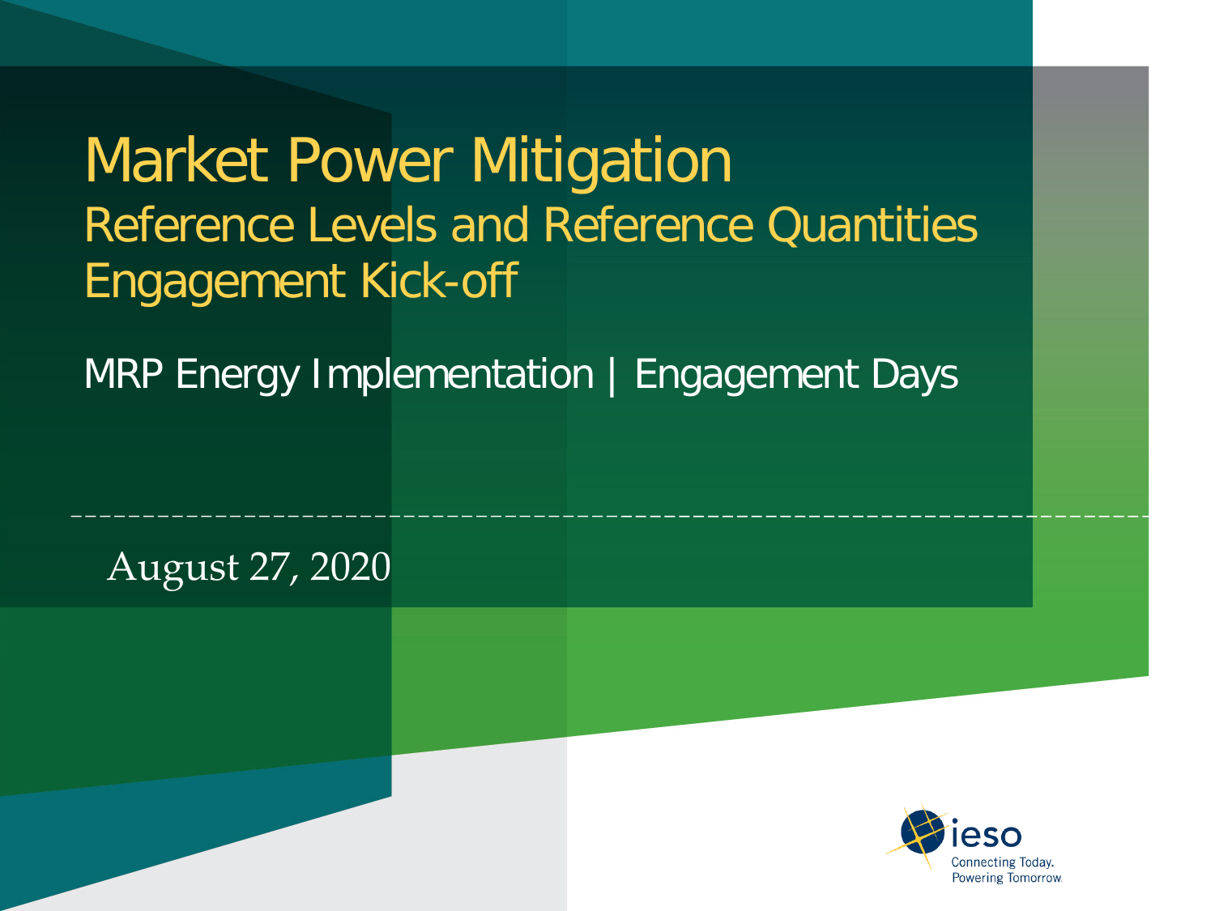# Market Power Mitigation

## Reference Levels and Reference Quantities Engagement Kick-off

MRP Energy Implementation | Engagement Days

August 27, 2020

ieso
Connecting Today.
Powering Tomorrow.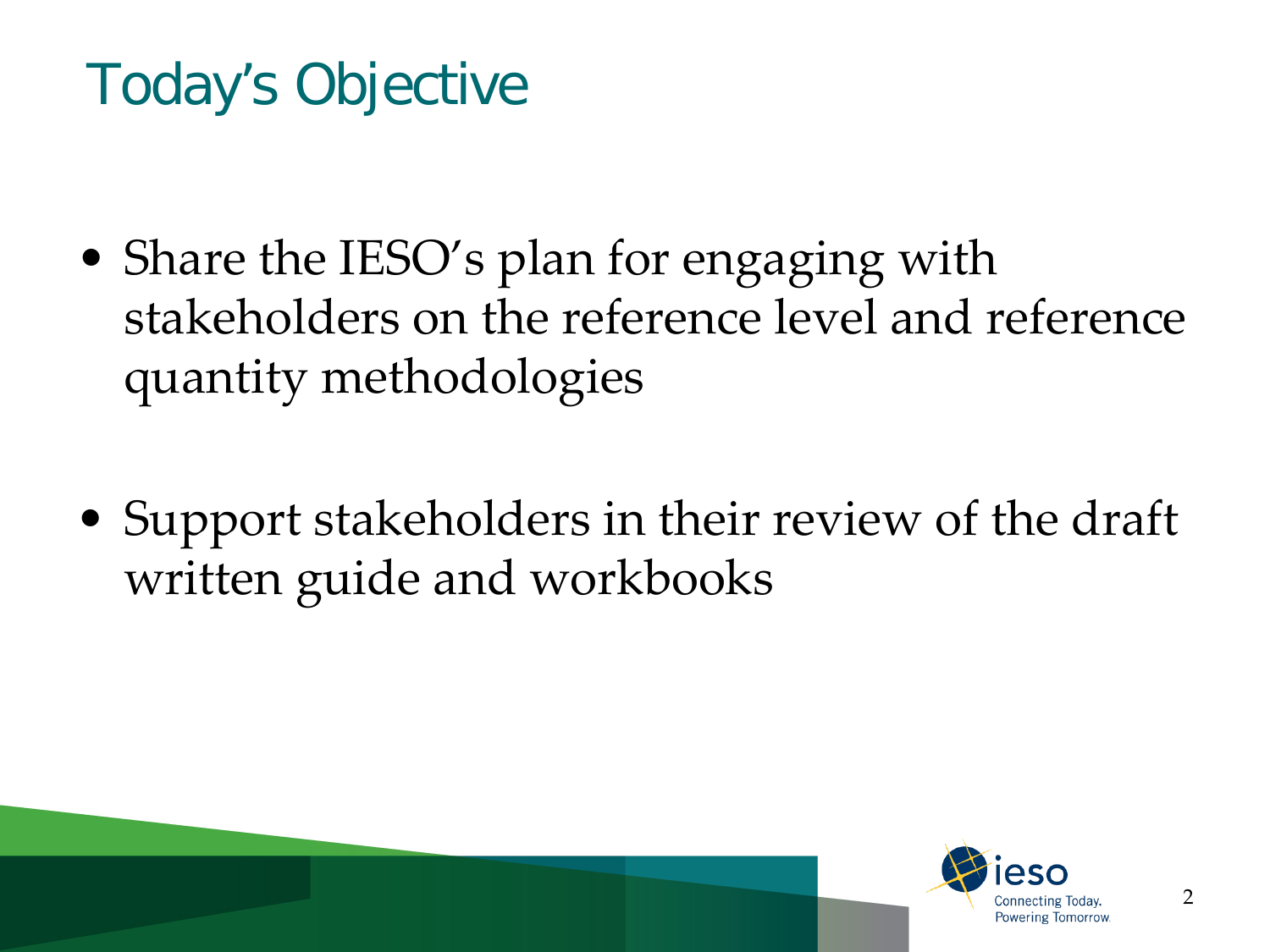# Today's Objective

- Share the IESO's plan for engaging with stakeholders on the reference level and reference quantity methodologies
- Support stakeholders in their review of the draft written guide and workbooks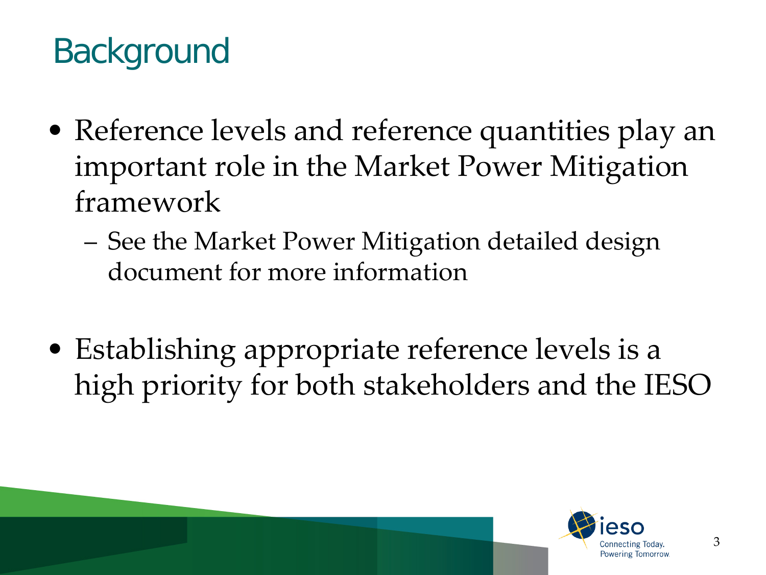# Background

- Reference levels and reference quantities play an important role in the Market Power Mitigation framework
  - See the Market Power Mitigation detailed design document for more information

- Establishing appropriate reference levels is a high priority for both stakeholders and the IESO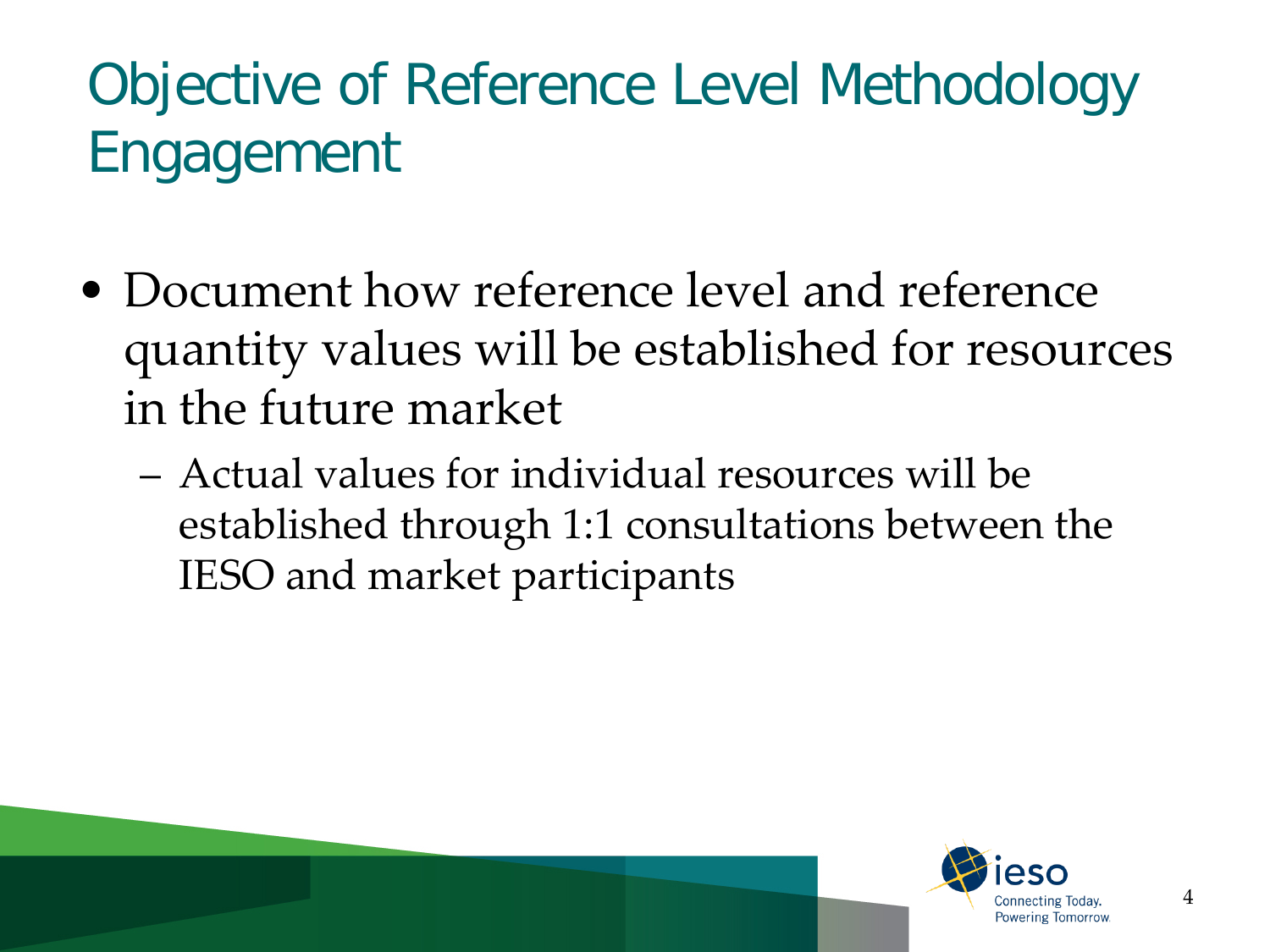# Objective of Reference Level Methodology Engagement

- Document how reference level and reference quantity values will be established for resources in the future market
  - Actual values for individual resources will be established through 1:1 consultations between the IESO and market participants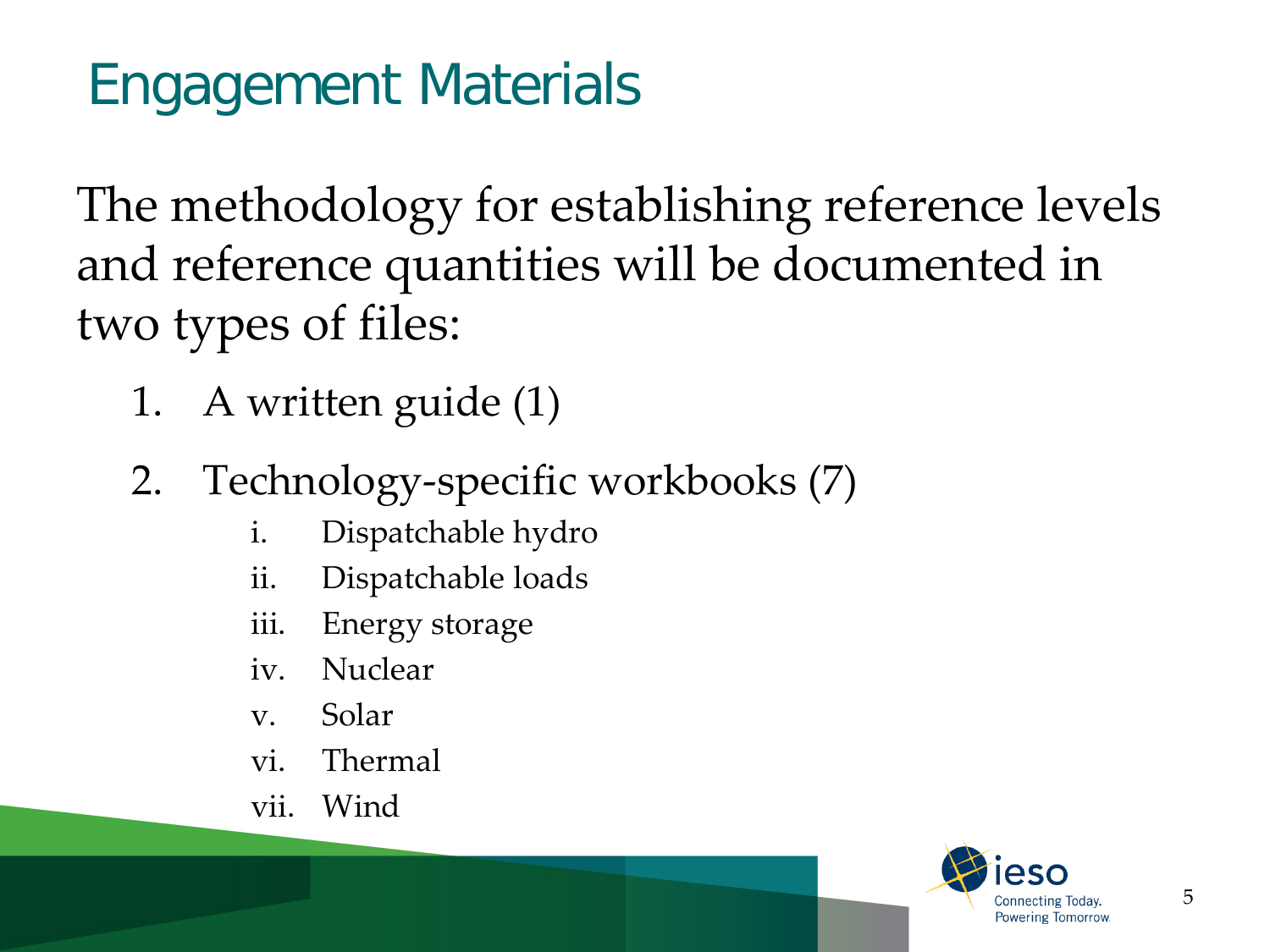# Engagement Materials

The methodology for establishing reference levels and reference quantities will be documented in two types of files:

1. A written guide (1)
2. Technology-specific workbooks (7)
   1. Dispatchable hydro
   2. Dispatchable loads
   3. Energy storage
   4. Nuclear
   5. Solar
   6. Thermal
   7. Wind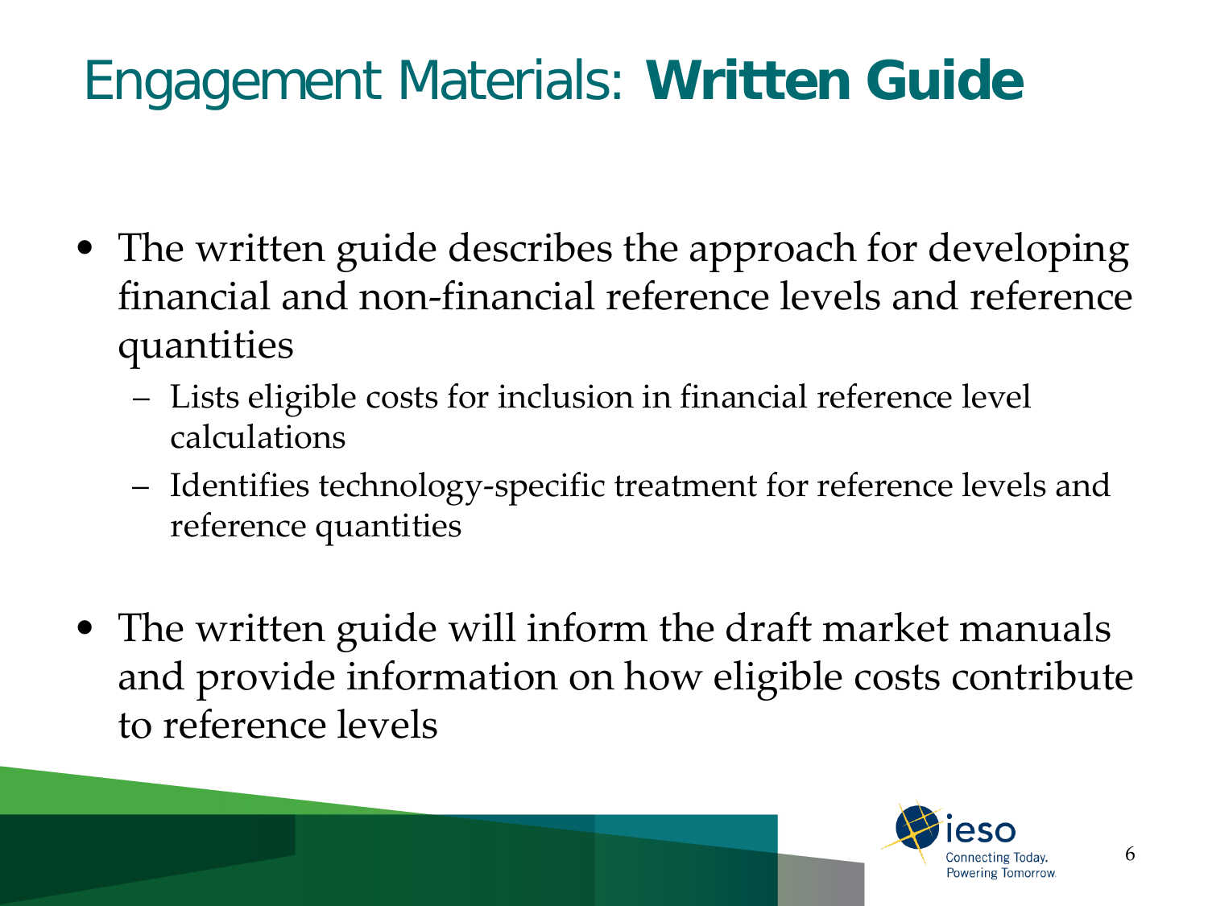# Engagement Materials: **Written Guide**

- The written guide describes the approach for developing financial and non-financial reference levels and reference quantities
  - Lists eligible costs for inclusion in financial reference level calculations
  - Identifies technology-specific treatment for reference levels and reference quantities
- The written guide will inform the draft market manuals and provide information on how eligible costs contribute to reference levels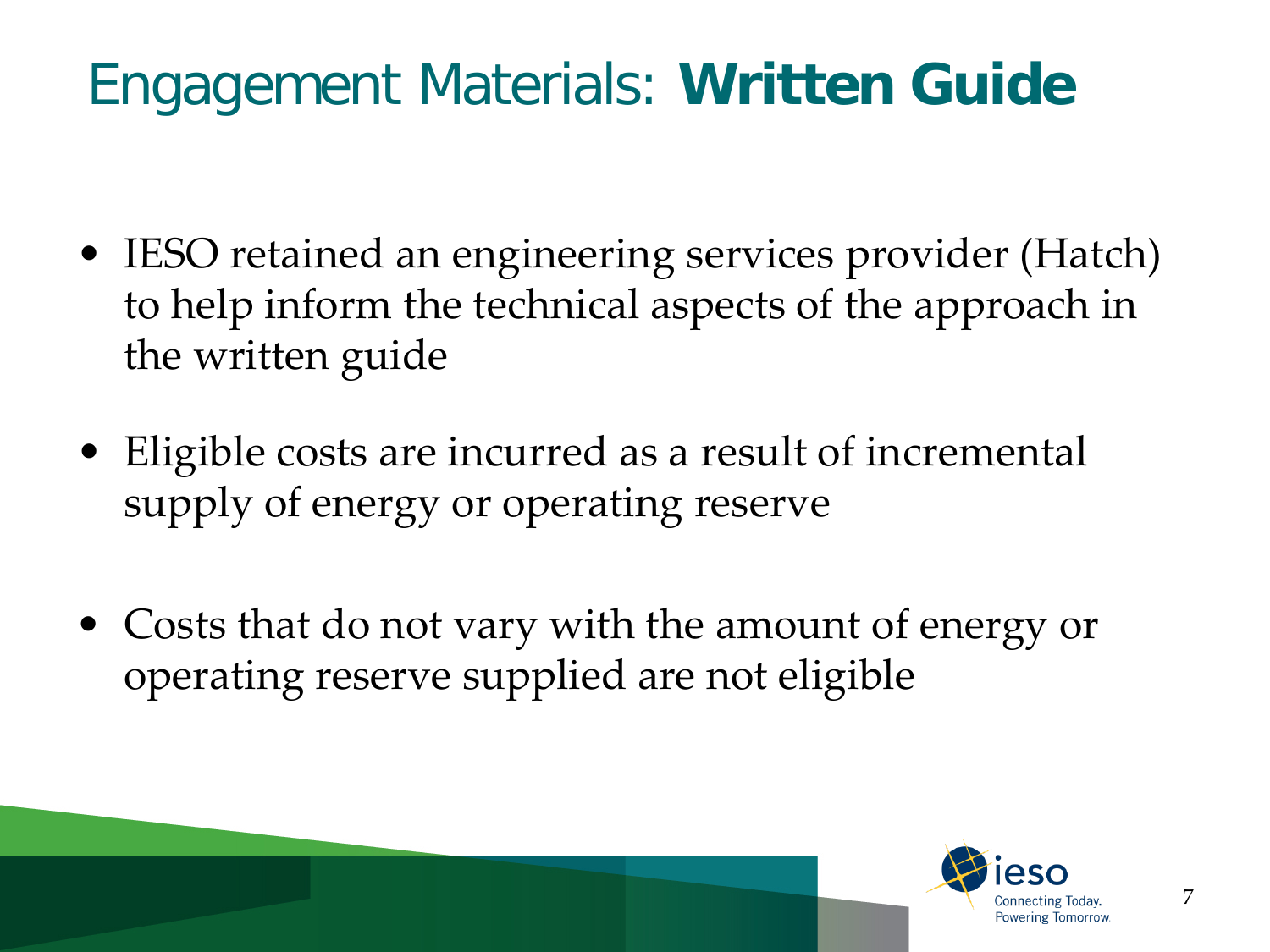# Engagement Materials: **Written Guide**

- IESO retained an engineering services provider (Hatch) to help inform the technical aspects of the approach in the written guide
- Eligible costs are incurred as a result of incremental supply of energy or operating reserve
- Costs that do not vary with the amount of energy or operating reserve supplied are not eligible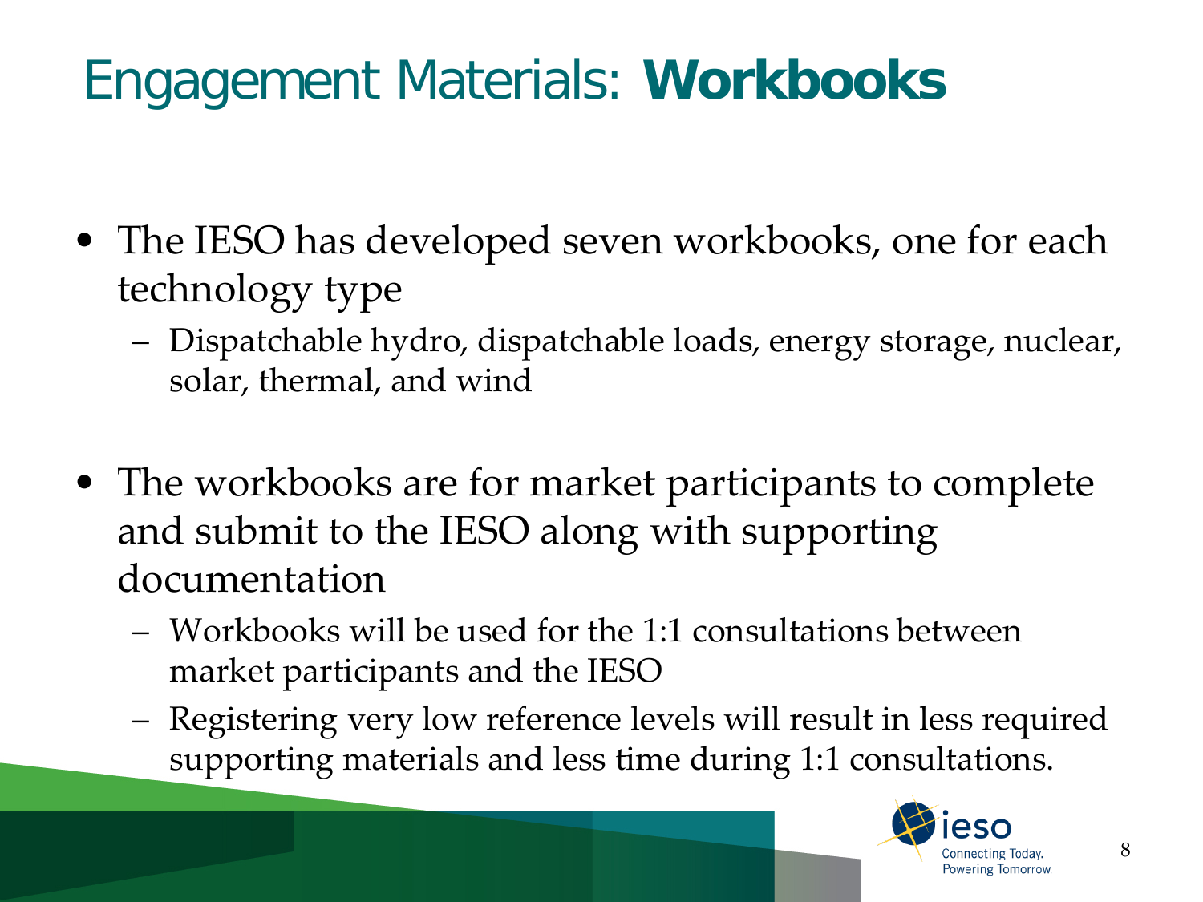# Engagement Materials: **Workbooks**

- The IESO has developed seven workbooks, one for each technology type
  - Dispatchable hydro, dispatchable loads, energy storage, nuclear, solar, thermal, and wind
- The workbooks are for market participants to complete and submit to the IESO along with supporting documentation
  - Workbooks will be used for the 1:1 consultations between market participants and the IESO
  - Registering very low reference levels will result in less required supporting materials and less time during 1:1 consultations.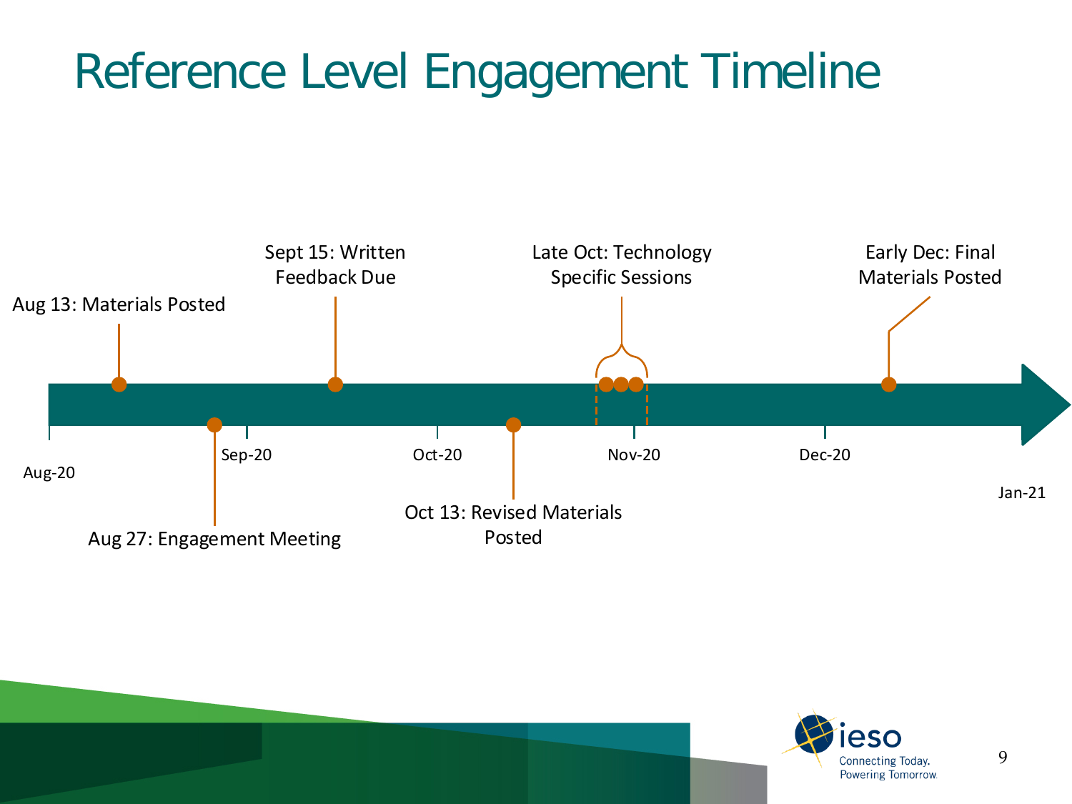# Reference Level Engagement Timeline

Aug 13: Materials Posted

Aug 27: Engagement Meeting

Sept 15: Written Feedback Due

Oct 13: Revised Materials Posted

Late Oct: Technology Specific Sessions

Early Dec: Final Materials Posted

Aug-20

Sep-20

Oct-20

Nov-20

Dec-20

Jan-21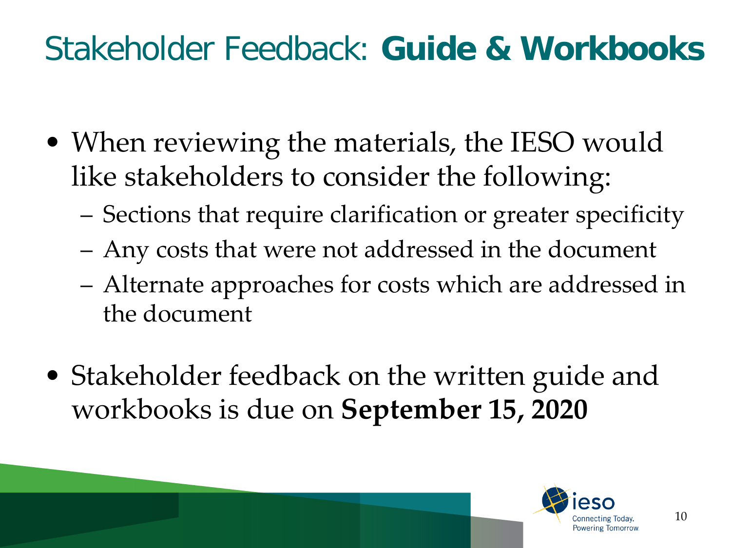# Stakeholder Feedback: **Guide & Workbooks**

- When reviewing the materials, the IESO would like stakeholders to consider the following:
  - Sections that require clarification or greater specificity
  - Any costs that were not addressed in the document
  - Alternate approaches for costs which are addressed in the document
- Stakeholder feedback on the written guide and workbooks is due on **September 15, 2020**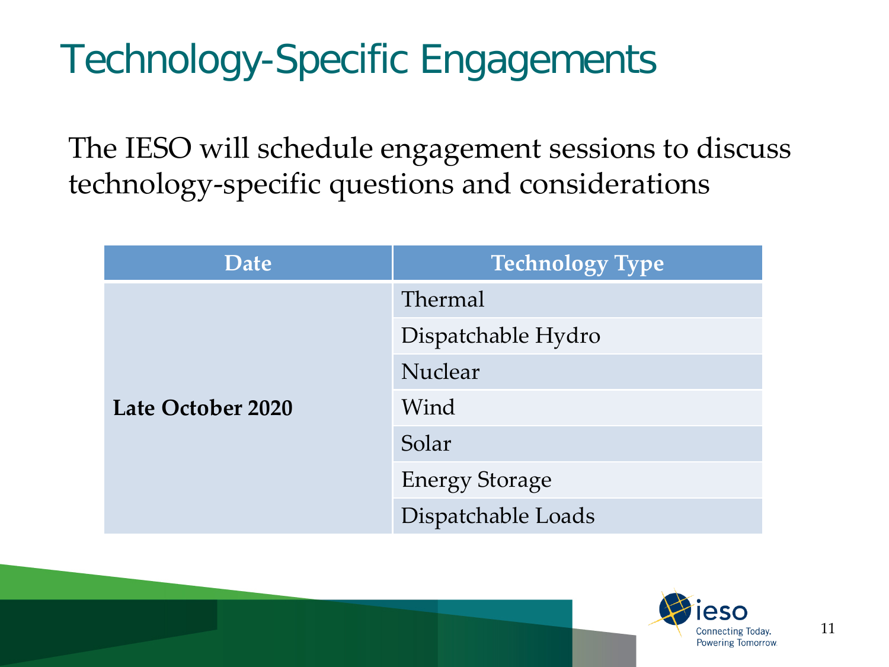# Technology-Specific Engagements

The IESO will schedule engagement sessions to discuss technology-specific questions and considerations

| Date | Technology Type |
| --- | --- |
| **Late October 2020** | Thermal |
| | Dispatchable Hydro |
| | Nuclear |
| | Wind |
| | Solar |
| | Energy Storage |
| | Dispatchable Loads |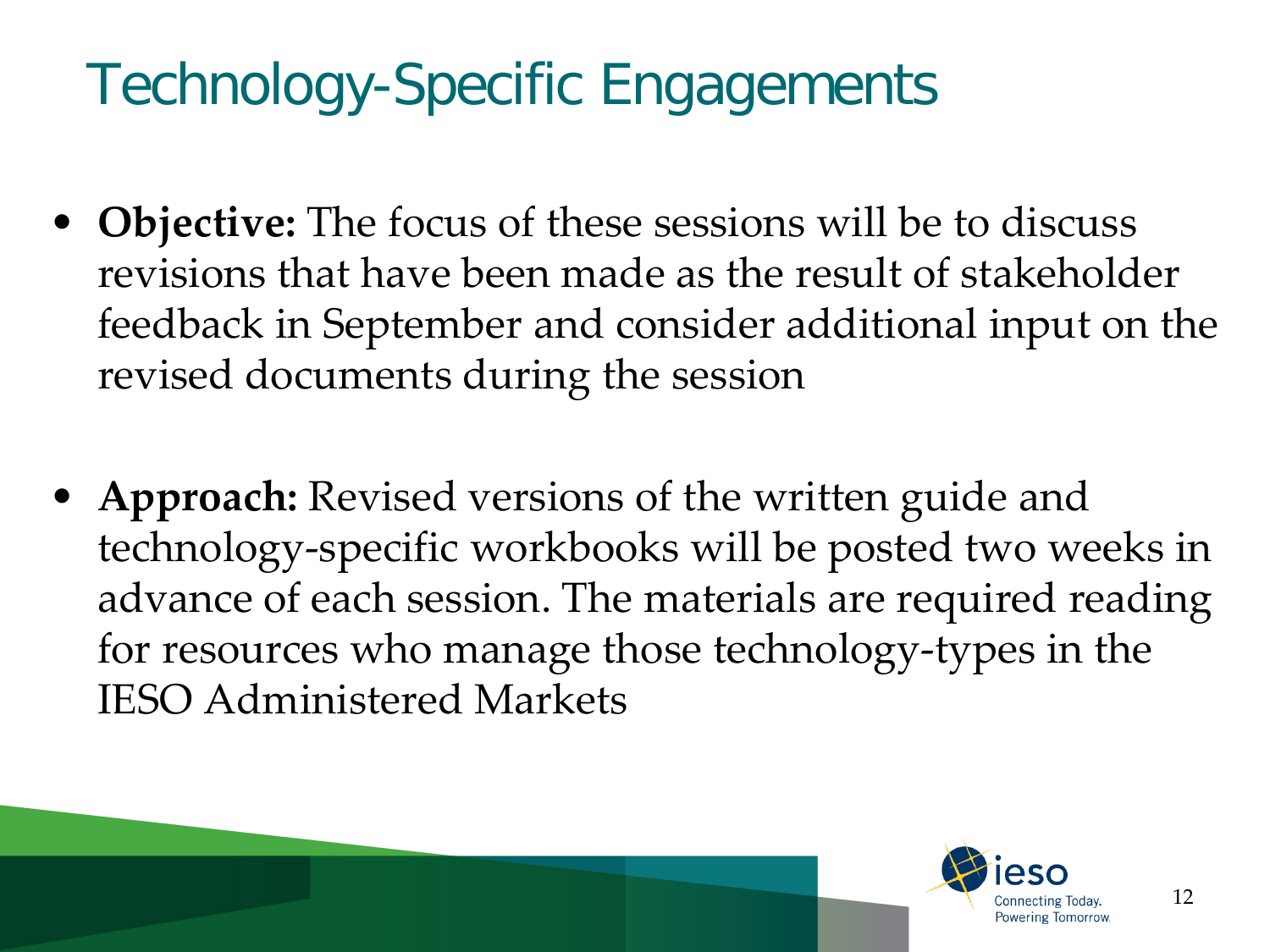# Technology-Specific Engagements

- **Objective:** The focus of these sessions will be to discuss revisions that have been made as the result of stakeholder feedback in September and consider additional input on the revised documents during the session

- **Approach:** Revised versions of the written guide and technology-specific workbooks will be posted two weeks in advance of each session. The materials are required reading for resources who manage those technology-types in the IESO Administered Markets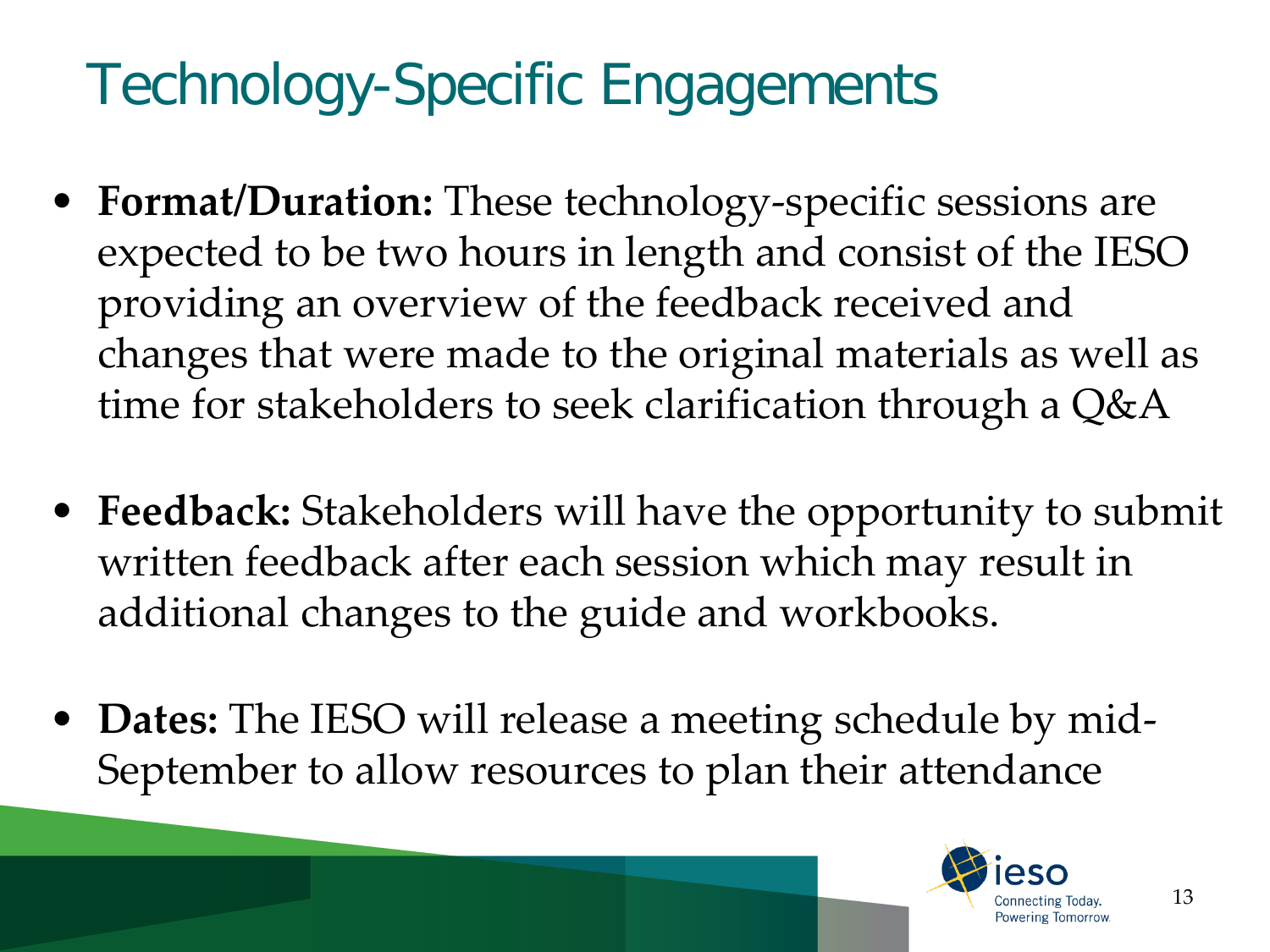# Technology-Specific Engagements

- **Format/Duration:** These technology-specific sessions are expected to be two hours in length and consist of the IESO providing an overview of the feedback received and changes that were made to the original materials as well as time for stakeholders to seek clarification through a Q&A
- **Feedback:** Stakeholders will have the opportunity to submit written feedback after each session which may result in additional changes to the guide and workbooks.
- **Dates:** The IESO will release a meeting schedule by mid-September to allow resources to plan their attendance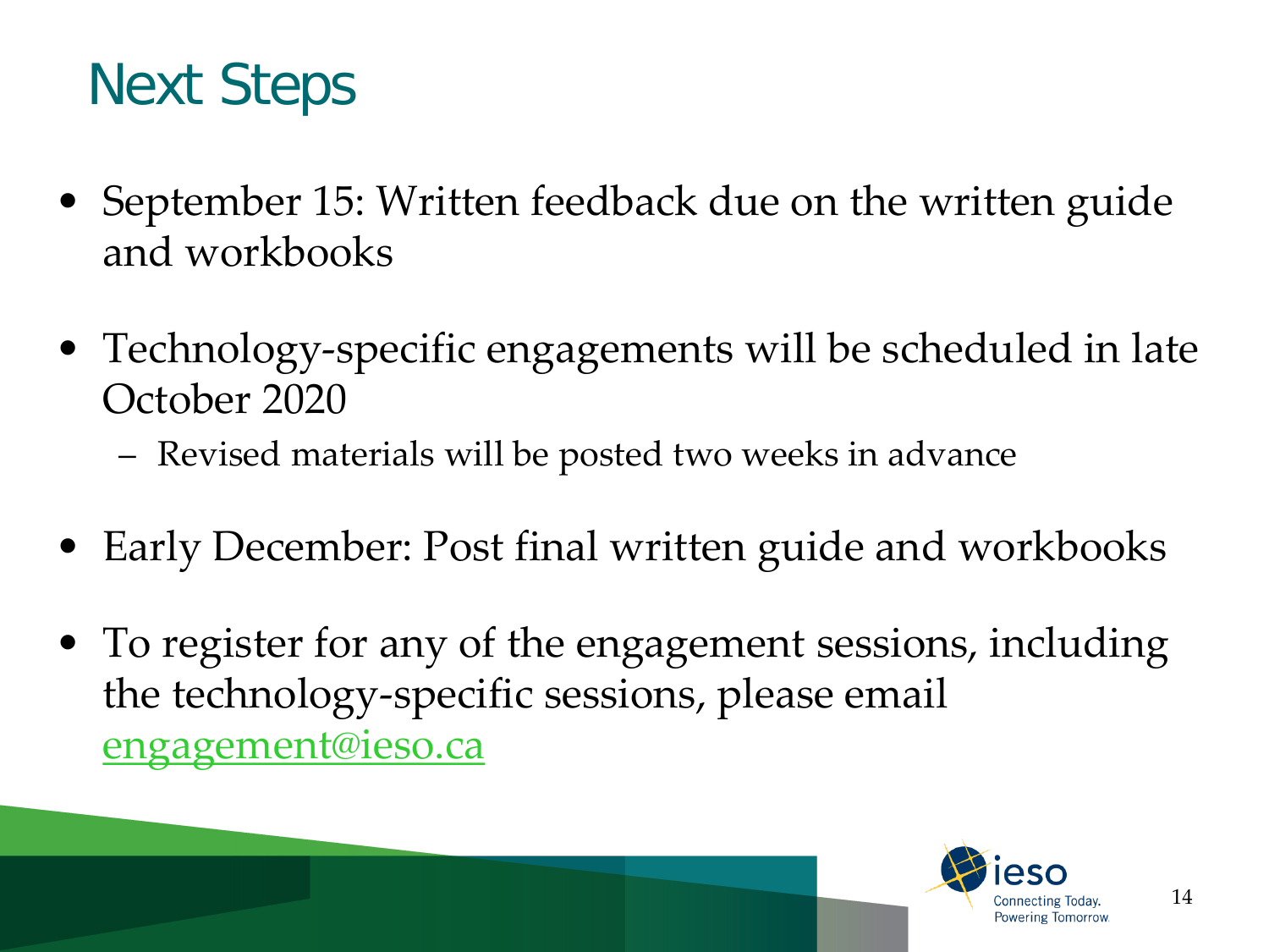# Next Steps

- September 15: Written feedback due on the written guide and workbooks
- Technology-specific engagements will be scheduled in late October 2020
  - Revised materials will be posted two weeks in advance
- Early December: Post final written guide and workbooks
- To register for any of the engagement sessions, including the technology-specific sessions, please email engagement@ieso.ca